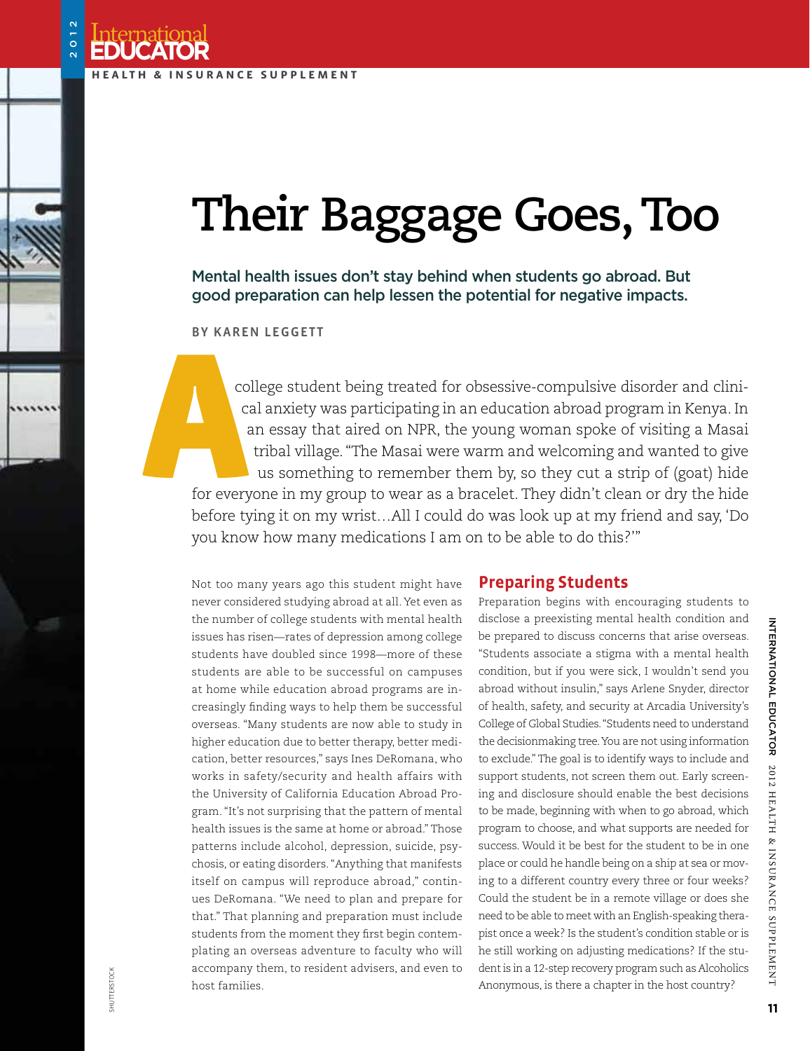# Their Baggage Goes, Too

**Mental health issues don't stay behind when students go abroad. But good preparation can help lessen the potential for negative impacts.**

BY KAREN LEGGETT

A college student being treated for obsessive-compulsive disorder and clinical anxiety was participating in an education abroad program in Kenya. In an essay that aired on NPR, the young woman spoke of visiting a Masai tribal village. "The Masai were warm and welcoming and wanted to give us something to remember them by, so they cut a strip of (goat) hide for everyone in my group to wear as a bracelet. They didn't clean or dry the hide before tying it on my wrist…All I could do was look up at my friend and say, 'Do you know how many medications I am on to be able to do this?'"

Not too many years ago this student might have never considered studying abroad at all. Yet even as the number of college students with mental health issues has risen—rates of depression among college students have doubled since 1998—more of these students are able to be successful on campuses at home while education abroad programs are increasingly finding ways to help them be successful overseas. "Many students are now able to study in higher education due to better therapy, better medication, better resources," says Ines DeRomana, who works in safety/security and health affairs with the University of California Education Abroad Program. "It's not surprising that the pattern of mental health issues is the same at home or abroad." Those patterns include alcohol, depression, suicide, psychosis, or eating disorders. "Anything that manifests itself on campus will reproduce abroad," continues DeRomana. "We need to plan and prepare for that." That planning and preparation must include students from the moment they first begin contemplating an overseas adventure to faculty who will accompany them, to resident advisers, and even to host families.

## Preparing Students

Preparation begins with encouraging students to disclose a preexisting mental health condition and be prepared to discuss concerns that arise overseas. "Students associate a stigma with a mental health condition, but if you were sick, I wouldn't send you abroad without insulin," says Arlene Snyder, director of health, safety, and security at Arcadia University's College of Global Studies. "Students need to understand the decisionmaking tree. You are not using information to exclude." The goal is to identify ways to include and support students, not screen them out. Early screening and disclosure should enable the best decisions to be made, beginning with when to go abroad, which program to choose, and what supports are needed for success. Would it be best for the student to be in one place or could he handle being on a ship at sea or moving to a different country every three or four weeks? Could the student be in a remote village or does she need to be able to meet with an English-speaking therapist once a week? Is the student's condition stable or is he still working on adjusting medications? If the student is in a 12-step recovery program such as Alcoholics Anonymous, is there a chapter in the host country?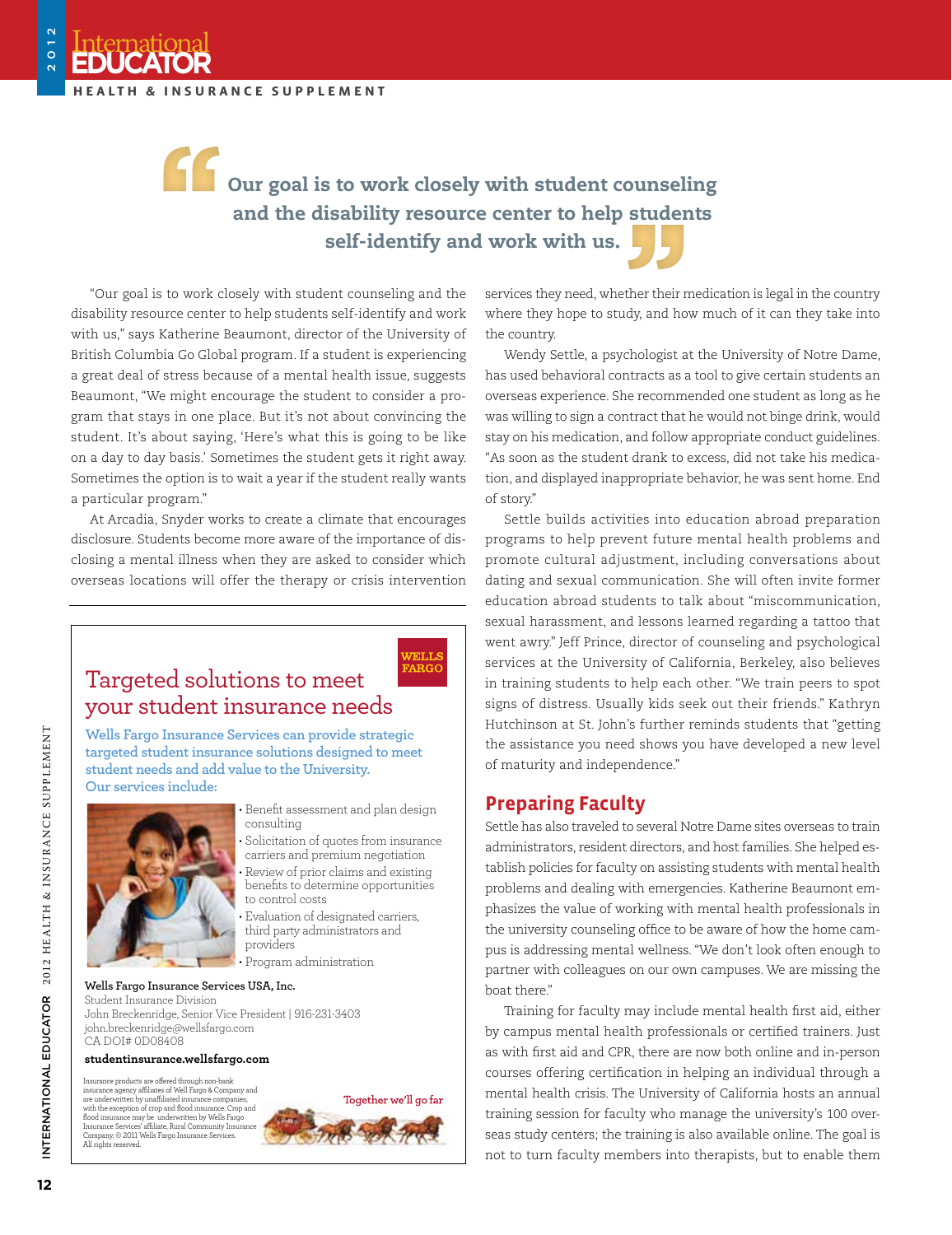> Our goal is to work closely with student counseling and the disability resource center to help students self-identify and work with us.

"Our goal is to work closely with student counseling and the disability resource center to help students self-identify and work with us," says Katherine Beaumont, director of the University of British Columbia Go Global program. If a student is experiencing a great deal of stress because of a mental health issue, suggests Beaumont, "We might encourage the student to consider a program that stays in one place. But it's not about convincing the student. It's about saying, 'Here's what this is going to be like on a day to day basis.' Sometimes the student gets it right away. Sometimes the option is to wait a year if the student really wants a particular program."

At Arcadia, Snyder works to create a climate that encourages disclosure. Students become more aware of the importance of disclosing a mental illness when they are asked to consider which overseas locations will offer the therapy or crisis intervention services they need, whether their medication is legal in the country where they hope to study, and how much of it can they take into the country.

Wendy Settle, a psychologist at the University of Notre Dame, has used behavioral contracts as a tool to give certain students an overseas experience. She recommended one student as long as he was willing to sign a contract that he would not binge drink, would stay on his medication, and follow appropriate conduct guidelines. "As soon as the student drank to excess, did not take his medication, and displayed inappropriate behavior, he was sent home. End of story."

Settle builds activities into education abroad preparation programs to help prevent future mental health problems and promote cultural adjustment, including conversations about dating and sexual communication. She will often invite former education abroad students to talk about "miscommunication, sexual harassment, and lessons learned regarding a tattoo that went awry." Jeff Prince, director of counseling and psychological services at the University of California, Berkeley, also believes in training students to help each other. "We train peers to spot signs of distress. Usually kids seek out their friends." Kathryn Hutchinson at St. John's further reminds students that "getting the assistance you need shows you have developed a new level of maturity and independence."

## Preparing Faculty

Settle has also traveled to several Notre Dame sites overseas to train administrators, resident directors, and host families. She helped establish policies for faculty on assisting students with mental health problems and dealing with emergencies. Katherine Beaumont emphasizes the value of working with mental health professionals in the university counseling office to be aware of how the home campus is addressing mental wellness. "We don't look often enough to partner with colleagues on our own campuses. We are missing the boat there."

Training for faculty may include mental health first aid, either by campus mental health professionals or certified trainers. Just as with first aid and CPR, there are now both online and in-person courses offering certification in helping an individual through a mental health crisis. The University of California hosts an annual training session for faculty who manage the university's 100 overseas study centers; the training is also available online. The goal is not to turn faculty members into therapists, but to enable them

---

WELLS FARGO

## Targeted solutions to meet your student insurance needs

**Wells Fargo Insurance Services can provide strategic targeted student insurance solutions designed to meet student needs and add value to the University. Our services include:**

- Benefit assessment and plan design consulting
- Solicitation of quotes from insurance carriers and premium negotiation
- Review of prior claims and existing benefits to determine opportunities to control costs
- Evaluation of designated carriers, third party administrators and providers
- Program administration

**Wells Fargo Insurance Services USA, Inc.**
Student Insurance Division
John Breckenridge, Senior Vice President | 916-231-3403
john.breckenridge@wellsfargo.com
CA DOI# 0D08408

**studentinsurance.wellsfargo.com**

Insurance products are offered through non-bank insurance agency affiliates of Well Fargo & Company and are underwritten by unaffiliated insurance companies, with the exception of crop and flood insurance. Crop and flood insurance may be underwritten by Wells Fargo Insurance Services' affiliate, Rural Community Insurance Company. © 2011 Wells Fargo Insurance Services. All rights reserved.

Together we'll go far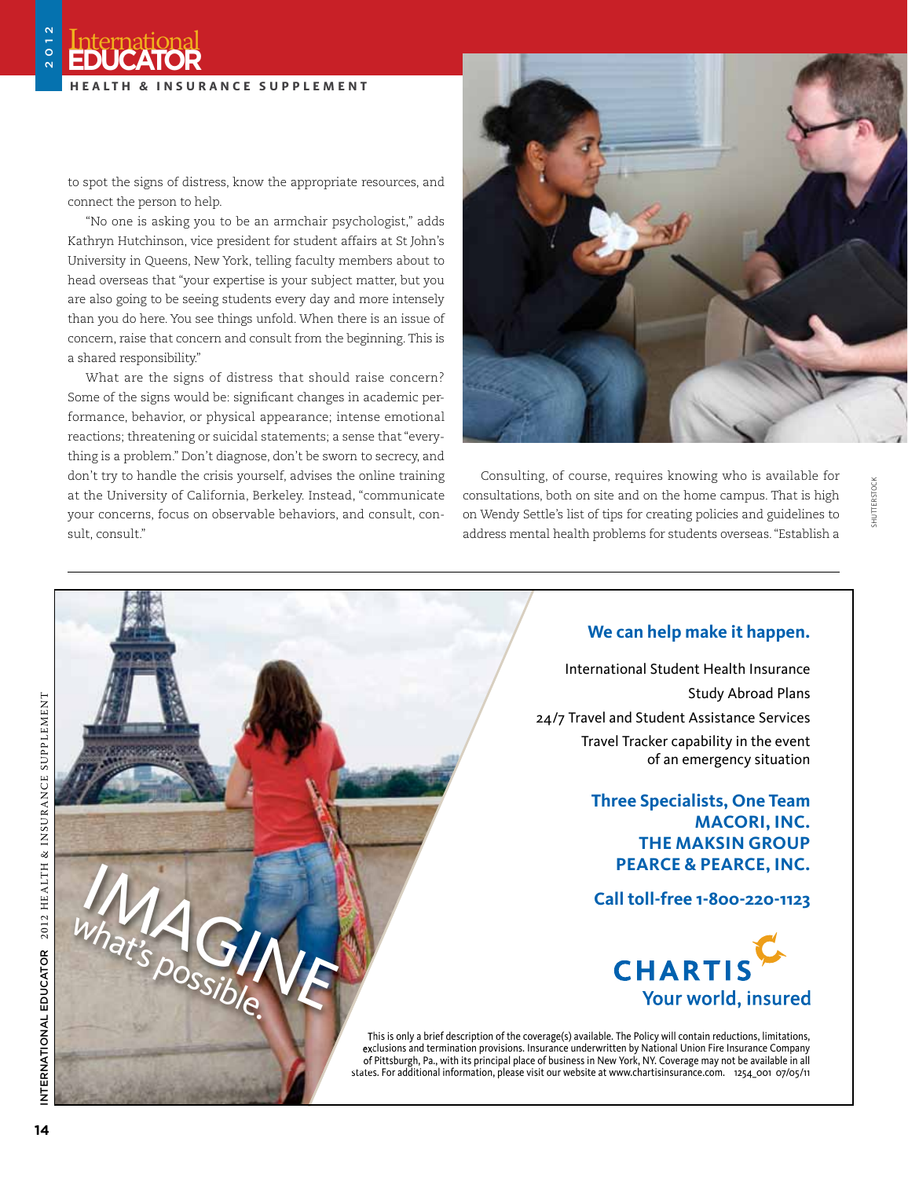to spot the signs of distress, know the appropriate resources, and connect the person to help.

"No one is asking you to be an armchair psychologist," adds Kathryn Hutchinson, vice president for student affairs at St John's University in Queens, New York, telling faculty members about to head overseas that "your expertise is your subject matter, but you are also going to be seeing students every day and more intensely than you do here. You see things unfold. When there is an issue of concern, raise that concern and consult from the beginning. This is a shared responsibility."

What are the signs of distress that should raise concern? Some of the signs would be: significant changes in academic performance, behavior, or physical appearance; intense emotional reactions; threatening or suicidal statements; a sense that "everything is a problem." Don't diagnose, don't be sworn to secrecy, and don't try to handle the crisis yourself, advises the online training at the University of California, Berkeley. Instead, "communicate your concerns, focus on observable behaviors, and consult, consult, consult."

Consulting, of course, requires knowing who is available for consultations, both on site and on the home campus. That is high on Wendy Settle's list of tips for creating policies and guidelines to address mental health problems for students overseas. "Establish a

---

IMAGINE what's possible.

**We can help make it happen.**

International Student Health Insurance
Study Abroad Plans
24/7 Travel and Student Assistance Services
Travel Tracker capability in the event of an emergency situation

**Three Specialists, One Team**
**MACORI, INC.**
**THE MAKSIN GROUP**
**PEARCE & PEARCE, INC.**

**Call toll-free 1-800-220-1123**

**CHARTIS**
Your world, insured

This is only a brief description of the coverage(s) available. The Policy will contain reductions, limitations, exclusions and termination provisions. Insurance underwritten by National Union Fire Insurance Company of Pittsburgh, Pa., with its principal place of business in New York, NY. Coverage may not be available in all states. For additional information, please visit our website at www.chartisinsurance.com. 1254_001 07/05/11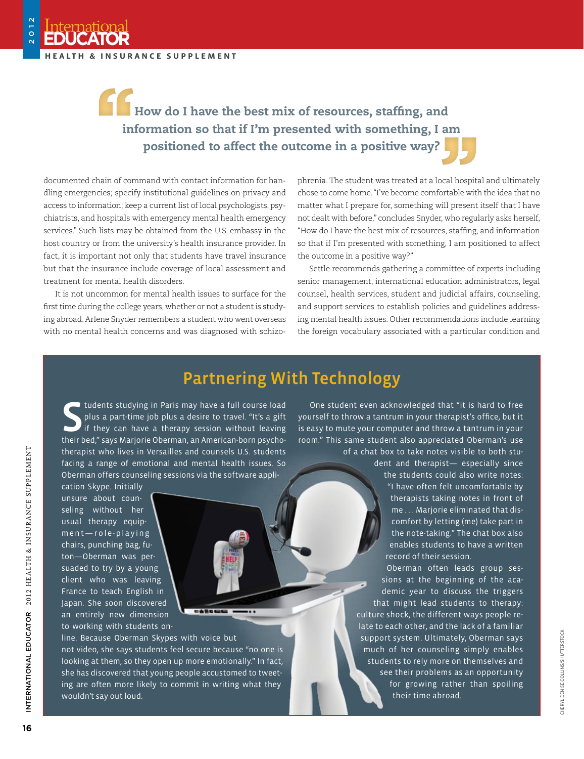> How do I have the best mix of resources, staffing, and information so that if I'm presented with something, I am positioned to affect the outcome in a positive way?

documented chain of command with contact information for handling emergencies; specify institutional guidelines on privacy and access to information; keep a current list of local psychologists, psychiatrists, and hospitals with emergency mental health emergency services." Such lists may be obtained from the U.S. embassy in the host country or from the university's health insurance provider. In fact, it is important not only that students have travel insurance but that the insurance include coverage of local assessment and treatment for mental health disorders.

It is not uncommon for mental health issues to surface for the first time during the college years, whether or not a student is studying abroad. Arlene Snyder remembers a student who went overseas with no mental health concerns and was diagnosed with schizophrenia. The student was treated at a local hospital and ultimately chose to come home. "I've become comfortable with the idea that no matter what I prepare for, something will present itself that I have not dealt with before," concludes Snyder, who regularly asks herself, "How do I have the best mix of resources, staffing, and information so that if I'm presented with something, I am positioned to affect the outcome in a positive way?"

Settle recommends gathering a committee of experts including senior management, international education administrators, legal counsel, health services, student and judicial affairs, counseling, and support services to establish policies and guidelines addressing mental health issues. Other recommendations include learning the foreign vocabulary associated with a particular condition and

## Partnering With Technology

Students studying in Paris may have a full course load plus a part-time job plus a desire to travel. "It's a gift if they can have a therapy session without leaving their bed," says Marjorie Oberman, an American-born psychotherapist who lives in Versailles and counsels U.S. students facing a range of emotional and mental health issues. So Oberman offers counseling sessions via the software application Skype. Initially unsure about counseling without her usual therapy equipment—role-playing chairs, punching bag, futon—Oberman was persuaded to try by a young client who was leaving France to teach English in Japan. She soon discovered an entirely new dimension to working with students online. Because Oberman Skypes with voice but not video, she says students feel secure because "no one is looking at them, so they open up more emotionally." In fact, she has discovered that young people accustomed to tweeting are often more likely to commit in writing what they wouldn't say out loud.

One student even acknowledged that "it is hard to free yourself to throw a tantrum in your therapist's office, but it is easy to mute your computer and throw a tantrum in your room." This same student also appreciated Oberman's use of a chat box to take notes visible to both student and therapist— especially since the students could also write notes: "I have often felt uncomfortable by therapists taking notes in front of me . . . Marjorie eliminated that discomfort by letting (me) take part in the note-taking." The chat box also enables students to have a written record of their session.

Oberman often leads group sessions at the beginning of the academic year to discuss the triggers that might lead students to therapy: culture shock, the different ways people relate to each other, and the lack of a familiar support system. Ultimately, Oberman says much of her counseling simply enables students to rely more on themselves and see their problems as an opportunity for growing rather than spoiling their time abroad.

CHERYL DENISE COLLINS/SHUTTERSTOCK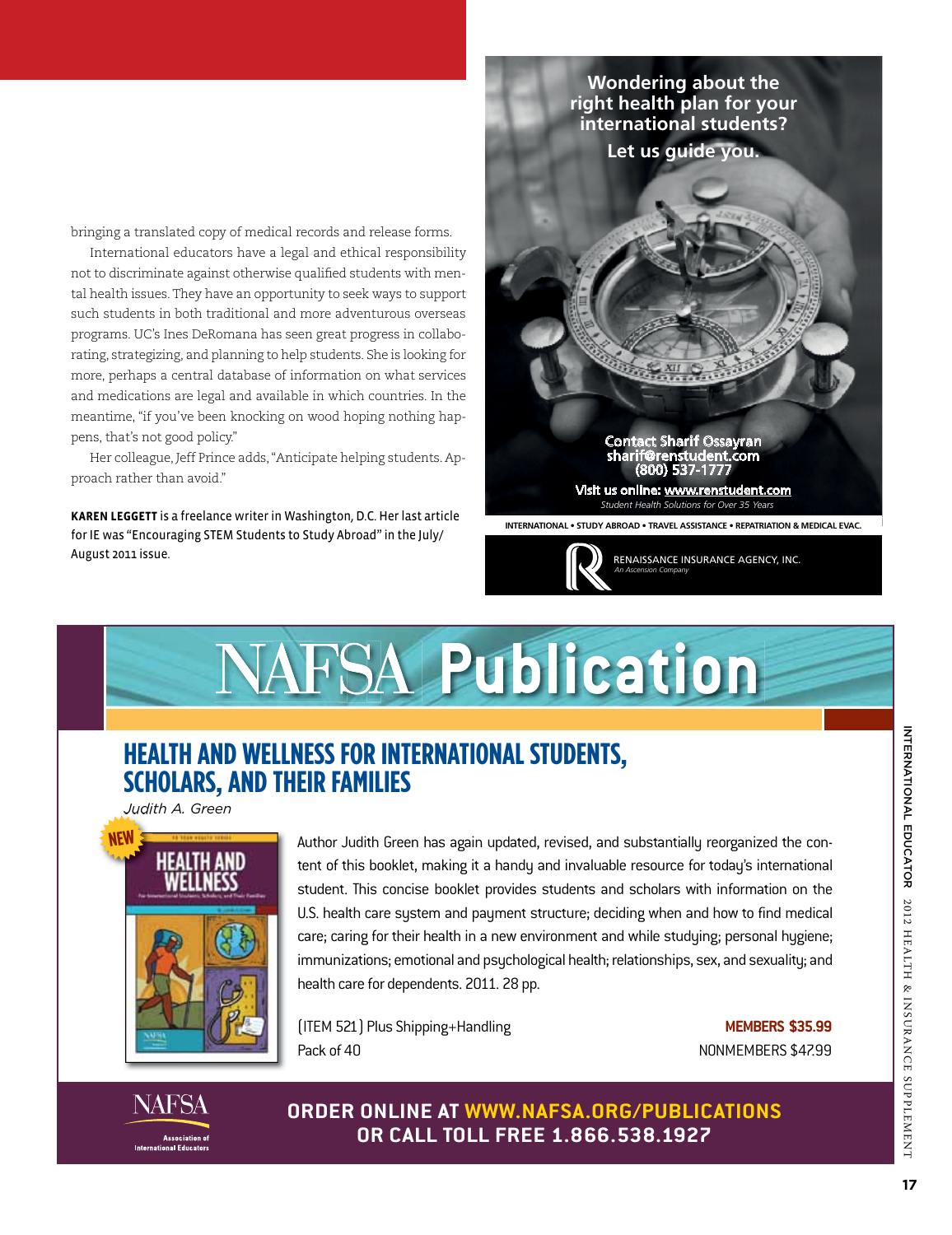bringing a translated copy of medical records and release forms.

International educators have a legal and ethical responsibility not to discriminate against otherwise qualified students with mental health issues. They have an opportunity to seek ways to support such students in both traditional and more adventurous overseas programs. UC's Ines DeRomana has seen great progress in collaborating, strategizing, and planning to help students. She is looking for more, perhaps a central database of information on what services and medications are legal and available in which countries. In the meantime, "if you've been knocking on wood hoping nothing happens, that's not good policy."

Her colleague, Jeff Prince adds, "Anticipate helping students. Approach rather than avoid."

**KAREN LEGGETT** is a freelance writer in Washington, D.C. Her last article for IE was "Encouraging STEM Students to Study Abroad" in the July/August 2011 issue.

Wondering about the right health plan for your international students?

Let us guide you.

Contact Sharif Ossayran
sharif@renstudent.com
(800) 537-1777

Visit us online: www.renstudent.com

*Student Health Solutions for Over 35 Years*

INTERNATIONAL • STUDY ABROAD • TRAVEL ASSISTANCE • REPATRIATION & MEDICAL EVAC.

RENAISSANCE INSURANCE AGENCY, INC.
*An Ascension Company*

# NAFSA Publication

## HEALTH AND WELLNESS FOR INTERNATIONAL STUDENTS, SCHOLARS, AND THEIR FAMILIES

*Judith A. Green*

NEW

Author Judith Green has again updated, revised, and substantially reorganized the content of this booklet, making it a handy and invaluable resource for today's international student. This concise booklet provides students and scholars with information on the U.S. health care system and payment structure; deciding when and how to find medical care; caring for their health in a new environment and while studying; personal hygiene; immunizations; emotional and psychological health; relationships, sex, and sexuality; and health care for dependents. 2011. 28 pp.

(ITEM 521) Plus Shipping+Handling
Pack of 40

**MEMBERS $35.99**
NONMEMBERS $47.99

NAFSA
Association of International Educators

**ORDER ONLINE AT WWW.NAFSA.ORG/PUBLICATIONS OR CALL TOLL FREE 1.866.538.1927**